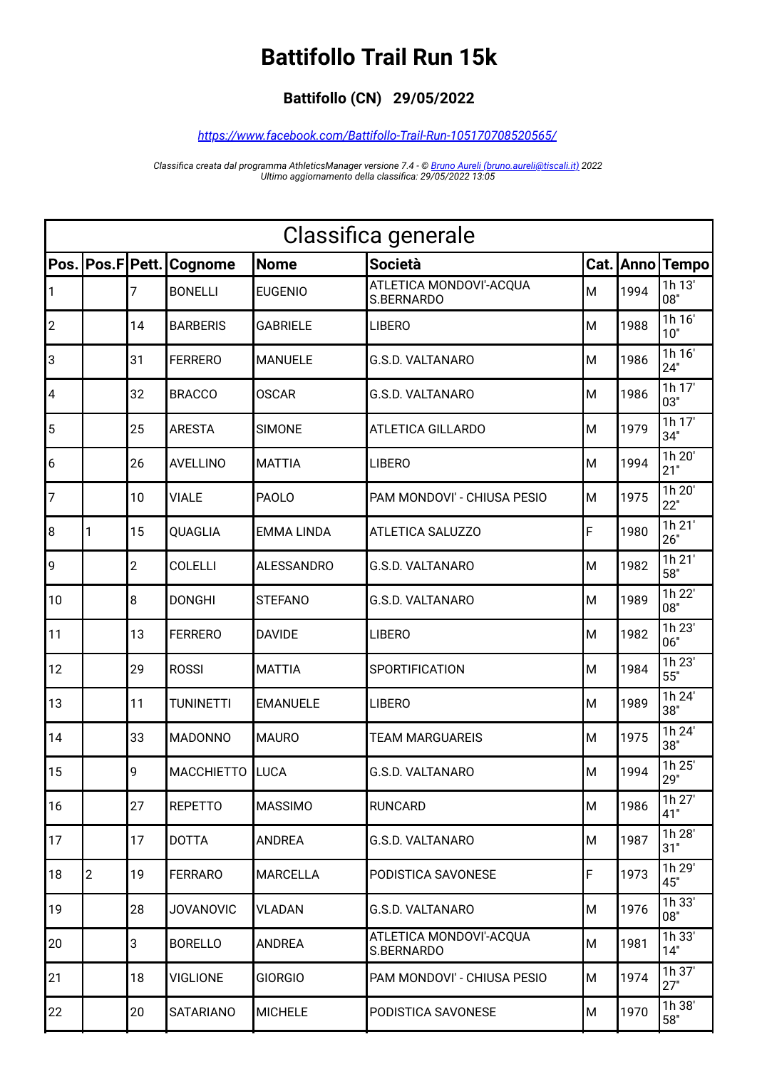# Battifollo Trail Run 15k

### Battifollo (CN) 29/05/2022

*https://www.facebook.com/Battifollo-Trail-Run-105170708520565/*

*Classifica creata dal programma AthleticsManager versione 7.4 - © Bruno Aureli (bruno.aureli@tiscali.it) 2022*
*Ultimo aggiornamento della classifica: 29/05/2022 13:05*

## Classifica generale

| Pos. | Pos.F | Pett. | Cognome | Nome | Società | Cat. | Anno | Tempo |
|---|---|---|---|---|---|---|---|---|
| 1 | | 7 | BONELLI | EUGENIO | ATLETICA MONDOVI'-ACQUA S.BERNARDO | M | 1994 | 1h 13' 08" |
| 2 | | 14 | BARBERIS | GABRIELE | LIBERO | M | 1988 | 1h 16' 10" |
| 3 | | 31 | FERRERO | MANUELE | G.S.D. VALTANARO | M | 1986 | 1h 16' 24" |
| 4 | | 32 | BRACCO | OSCAR | G.S.D. VALTANARO | M | 1986 | 1h 17' 03" |
| 5 | | 25 | ARESTA | SIMONE | ATLETICA GILLARDO | M | 1979 | 1h 17' 34" |
| 6 | | 26 | AVELLINO | MATTIA | LIBERO | M | 1994 | 1h 20' 21" |
| 7 | | 10 | VIALE | PAOLO | PAM MONDOVI' - CHIUSA PESIO | M | 1975 | 1h 20' 22" |
| 8 | 1 | 15 | QUAGLIA | EMMA LINDA | ATLETICA SALUZZO | F | 1980 | 1h 21' 26" |
| 9 | | 2 | COLELLI | ALESSANDRO | G.S.D. VALTANARO | M | 1982 | 1h 21' 58" |
| 10 | | 8 | DONGHI | STEFANO | G.S.D. VALTANARO | M | 1989 | 1h 22' 08" |
| 11 | | 13 | FERRERO | DAVIDE | LIBERO | M | 1982 | 1h 23' 06" |
| 12 | | 29 | ROSSI | MATTIA | SPORTIFICATION | M | 1984 | 1h 23' 55" |
| 13 | | 11 | TUNINETTI | EMANUELE | LIBERO | M | 1989 | 1h 24' 38" |
| 14 | | 33 | MADONNO | MAURO | TEAM MARGUAREIS | M | 1975 | 1h 24' 38" |
| 15 | | 9 | MACCHIETTO | LUCA | G.S.D. VALTANARO | M | 1994 | 1h 25' 29" |
| 16 | | 27 | REPETTO | MASSIMO | RUNCARD | M | 1986 | 1h 27' 41" |
| 17 | | 17 | DOTTA | ANDREA | G.S.D. VALTANARO | M | 1987 | 1h 28' 31" |
| 18 | 2 | 19 | FERRARO | MARCELLA | PODISTICA SAVONESE | F | 1973 | 1h 29' 45" |
| 19 | | 28 | JOVANOVIC | VLADAN | G.S.D. VALTANARO | M | 1976 | 1h 33' 08" |
| 20 | | 3 | BORELLO | ANDREA | ATLETICA MONDOVI'-ACQUA S.BERNARDO | M | 1981 | 1h 33' 14" |
| 21 | | 18 | VIGLIONE | GIORGIO | PAM MONDOVI' - CHIUSA PESIO | M | 1974 | 1h 37' 27" |
| 22 | | 20 | SATARIANO | MICHELE | PODISTICA SAVONESE | M | 1970 | 1h 38' 58" |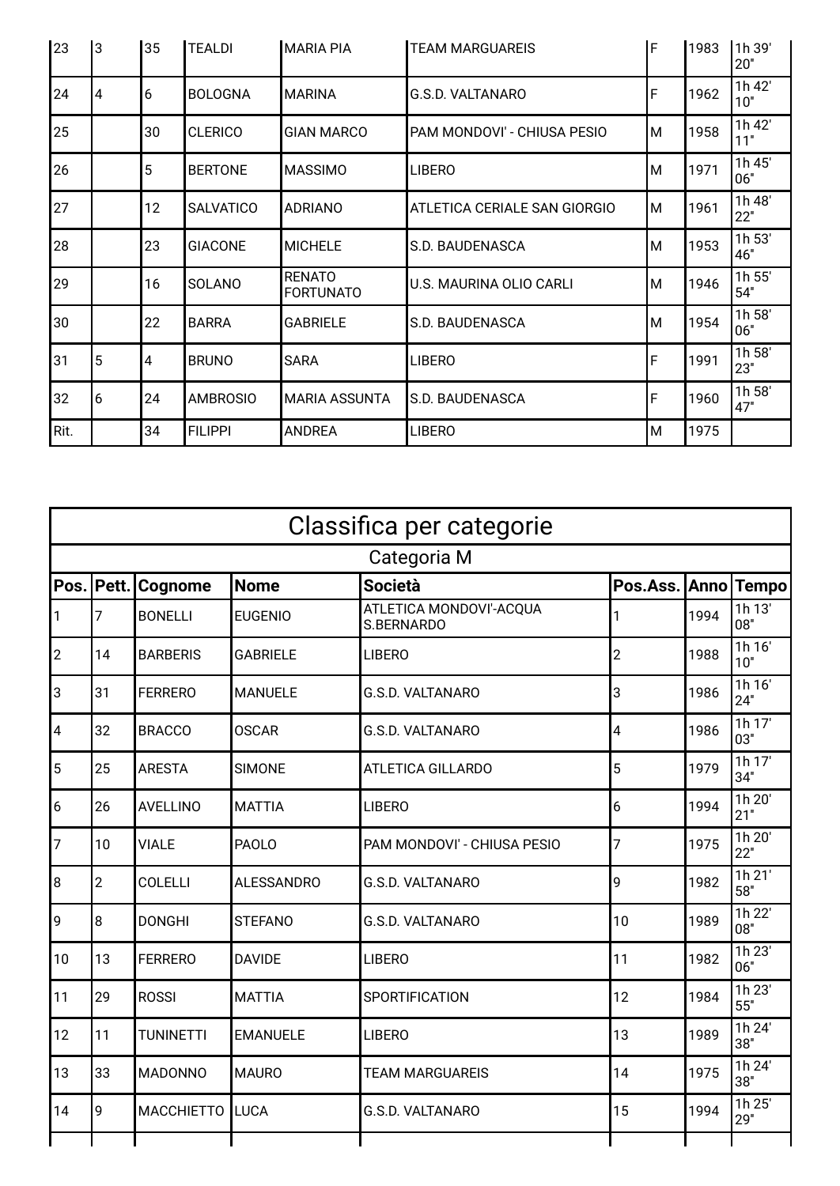| 23 | 3 | 35 | TEALDI | MARIA PIA | TEAM MARGUAREIS | F | 1983 | 1h 39' 20" |
|---|---|---|---|---|---|---|---|---|
| 24 | 4 | 6 | BOLOGNA | MARINA | G.S.D. VALTANARO | F | 1962 | 1h 42' 10" |
| 25 | | 30 | CLERICO | GIAN MARCO | PAM MONDOVI' - CHIUSA PESIO | M | 1958 | 1h 42' 11" |
| 26 | | 5 | BERTONE | MASSIMO | LIBERO | M | 1971 | 1h 45' 06" |
| 27 | | 12 | SALVATICO | ADRIANO | ATLETICA CERIALE SAN GIORGIO | M | 1961 | 1h 48' 22" |
| 28 | | 23 | GIACONE | MICHELE | S.D. BAUDENASCA | M | 1953 | 1h 53' 46" |
| 29 | | 16 | SOLANO | RENATO FORTUNATO | U.S. MAURINA OLIO CARLI | M | 1946 | 1h 55' 54" |
| 30 | | 22 | BARRA | GABRIELE | S.D. BAUDENASCA | M | 1954 | 1h 58' 06" |
| 31 | 5 | 4 | BRUNO | SARA | LIBERO | F | 1991 | 1h 58' 23" |
| 32 | 6 | 24 | AMBROSIO | MARIA ASSUNTA | S.D. BAUDENASCA | F | 1960 | 1h 58' 47" |
| Rit. | | 34 | FILIPPI | ANDREA | LIBERO | M | 1975 | |

# Classifica per categorie

## Categoria M

| Pos. | Pett. | Cognome | Nome | Società | Pos.Ass. | Anno | Tempo |
|---|---|---|---|---|---|---|---|
| 1 | 7 | BONELLI | EUGENIO | ATLETICA MONDOVI'-ACQUA S.BERNARDO | 1 | 1994 | 1h 13' 08" |
| 2 | 14 | BARBERIS | GABRIELE | LIBERO | 2 | 1988 | 1h 16' 10" |
| 3 | 31 | FERRERO | MANUELE | G.S.D. VALTANARO | 3 | 1986 | 1h 16' 24" |
| 4 | 32 | BRACCO | OSCAR | G.S.D. VALTANARO | 4 | 1986 | 1h 17' 03" |
| 5 | 25 | ARESTA | SIMONE | ATLETICA GILLARDO | 5 | 1979 | 1h 17' 34" |
| 6 | 26 | AVELLINO | MATTIA | LIBERO | 6 | 1994 | 1h 20' 21" |
| 7 | 10 | VIALE | PAOLO | PAM MONDOVI' - CHIUSA PESIO | 7 | 1975 | 1h 20' 22" |
| 8 | 2 | COLELLI | ALESSANDRO | G.S.D. VALTANARO | 9 | 1982 | 1h 21' 58" |
| 9 | 8 | DONGHI | STEFANO | G.S.D. VALTANARO | 10 | 1989 | 1h 22' 08" |
| 10 | 13 | FERRERO | DAVIDE | LIBERO | 11 | 1982 | 1h 23' 06" |
| 11 | 29 | ROSSI | MATTIA | SPORTIFICATION | 12 | 1984 | 1h 23' 55" |
| 12 | 11 | TUNINETTI | EMANUELE | LIBERO | 13 | 1989 | 1h 24' 38" |
| 13 | 33 | MADONNO | MAURO | TEAM MARGUAREIS | 14 | 1975 | 1h 24' 38" |
| 14 | 9 | MACCHIETTO | LUCA | G.S.D. VALTANARO | 15 | 1994 | 1h 25' 29" |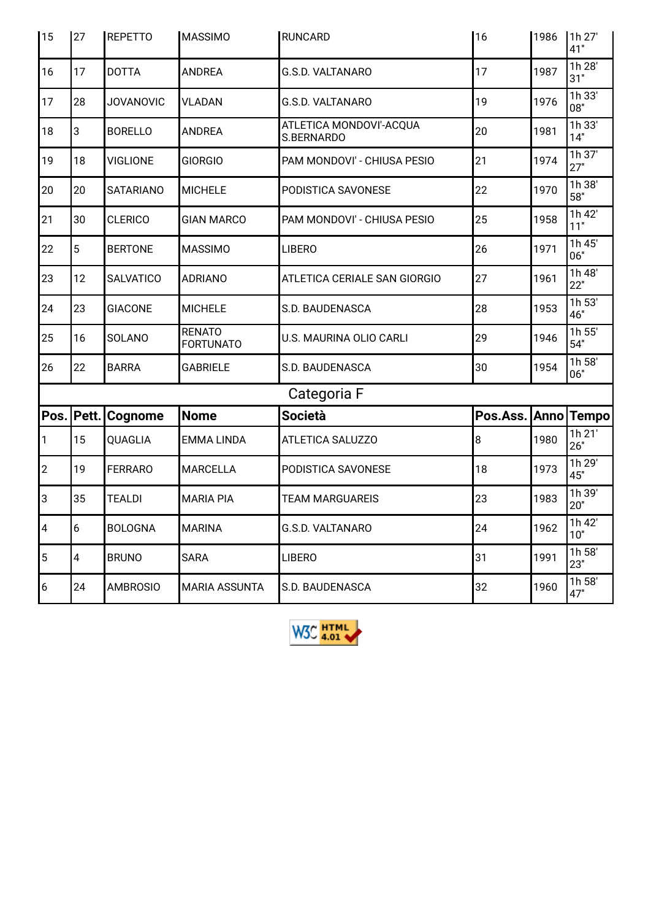| | | | | | | | |
|---|---|---|---|---|---|---|---|
| 15 | 27 | REPETTO | MASSIMO | RUNCARD | 16 | 1986 | 1h 27' 41" |
| 16 | 17 | DOTTA | ANDREA | G.S.D. VALTANARO | 17 | 1987 | 1h 28' 31" |
| 17 | 28 | JOVANOVIC | VLADAN | G.S.D. VALTANARO | 19 | 1976 | 1h 33' 08" |
| 18 | 3 | BORELLO | ANDREA | ATLETICA MONDOVI'-ACQUA S.BERNARDO | 20 | 1981 | 1h 33' 14" |
| 19 | 18 | VIGLIONE | GIORGIO | PAM MONDOVI' - CHIUSA PESIO | 21 | 1974 | 1h 37' 27" |
| 20 | 20 | SATARIANO | MICHELE | PODISTICA SAVONESE | 22 | 1970 | 1h 38' 58" |
| 21 | 30 | CLERICO | GIAN MARCO | PAM MONDOVI' - CHIUSA PESIO | 25 | 1958 | 1h 42' 11" |
| 22 | 5 | BERTONE | MASSIMO | LIBERO | 26 | 1971 | 1h 45' 06" |
| 23 | 12 | SALVATICO | ADRIANO | ATLETICA CERIALE SAN GIORGIO | 27 | 1961 | 1h 48' 22" |
| 24 | 23 | GIACONE | MICHELE | S.D. BAUDENASCA | 28 | 1953 | 1h 53' 46" |
| 25 | 16 | SOLANO | RENATO FORTUNATO | U.S. MAURINA OLIO CARLI | 29 | 1946 | 1h 55' 54" |
| 26 | 22 | BARRA | GABRIELE | S.D. BAUDENASCA | 30 | 1954 | 1h 58' 06" |

## Categoria F

| Pos. | Pett. | Cognome | Nome | Società | Pos.Ass. | Anno | Tempo |
|---|---|---|---|---|---|---|---|
| 1 | 15 | QUAGLIA | EMMA LINDA | ATLETICA SALUZZO | 8 | 1980 | 1h 21' 26" |
| 2 | 19 | FERRARO | MARCELLA | PODISTICA SAVONESE | 18 | 1973 | 1h 29' 45" |
| 3 | 35 | TEALDI | MARIA PIA | TEAM MARGUAREIS | 23 | 1983 | 1h 39' 20" |
| 4 | 6 | BOLOGNA | MARINA | G.S.D. VALTANARO | 24 | 1962 | 1h 42' 10" |
| 5 | 4 | BRUNO | SARA | LIBERO | 31 | 1991 | 1h 58' 23" |
| 6 | 24 | AMBROSIO | MARIA ASSUNTA | S.D. BAUDENASCA | 32 | 1960 | 1h 58' 47" |

W3C HTML 4.01